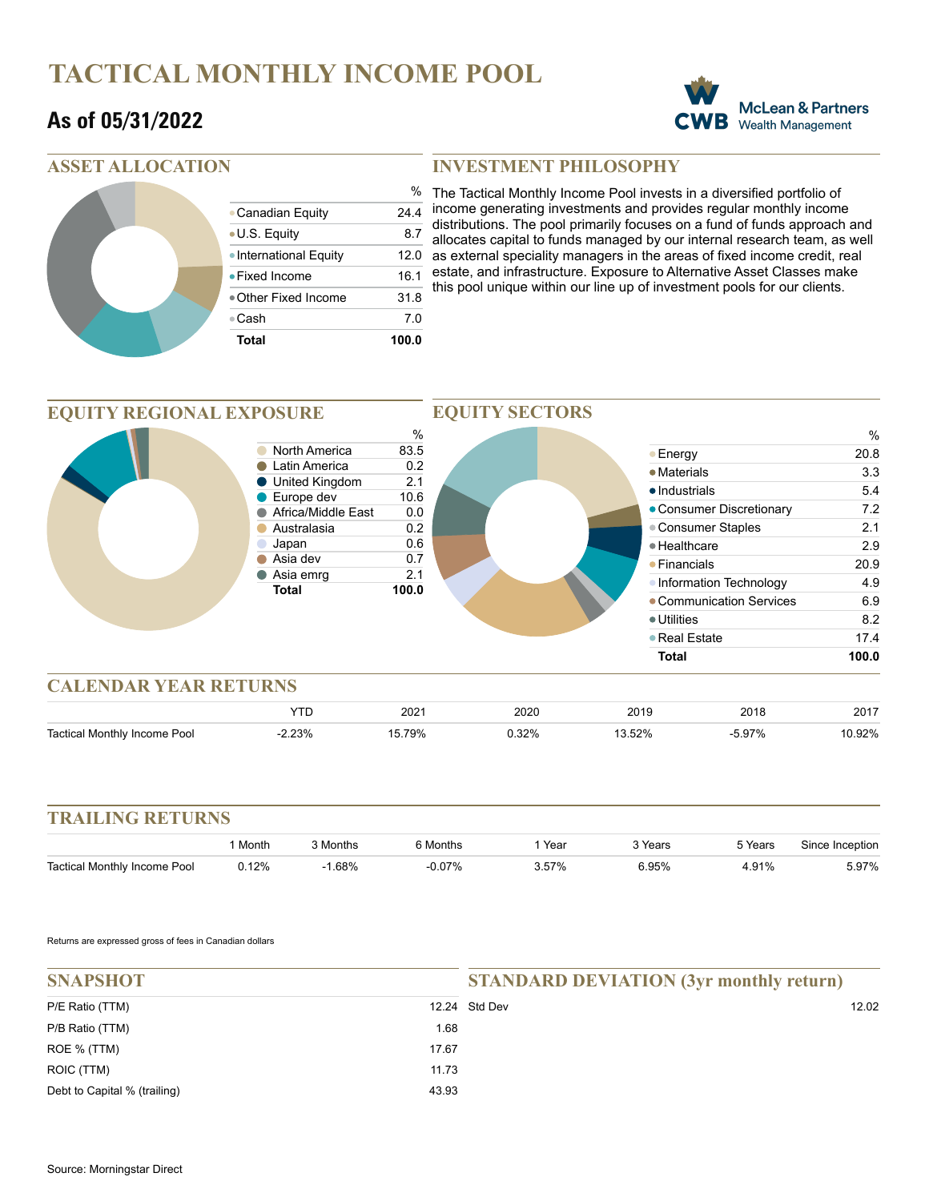# TACTICAL MONTHLY INCOME POOL

## As of 05/31/2022

McLean & Partners Wealth Management

## ASSET ALLOCATION

| | % |
|---|---|
| Canadian Equity | 24.4 |
| U.S. Equity | 8.7 |
| International Equity | 12.0 |
| Fixed Income | 16.1 |
| Other Fixed Income | 31.8 |
| Cash | 7.0 |
| **Total** | **100.0** |

## INVESTMENT PHILOSOPHY

The Tactical Monthly Income Pool invests in a diversified portfolio of income generating investments and provides regular monthly income distributions. The pool primarily focuses on a fund of funds approach and allocates capital to funds managed by our internal research team, as well as external speciality managers in the areas of fixed income credit, real estate, and infrastructure. Exposure to Alternative Asset Classes make this pool unique within our line up of investment pools for our clients.

## EQUITY REGIONAL EXPOSURE

| | % |
|---|---|
| North America | 83.5 |
| Latin America | 0.2 |
| United Kingdom | 2.1 |
| Europe dev | 10.6 |
| Africa/Middle East | 0.0 |
| Australasia | 0.2 |
| Japan | 0.6 |
| Asia dev | 0.7 |
| Asia emrg | 2.1 |
| **Total** | **100.0** |

## EQUITY SECTORS

| | % |
|---|---|
| Energy | 20.8 |
| Materials | 3.3 |
| Industrials | 5.4 |
| Consumer Discretionary | 7.2 |
| Consumer Staples | 2.1 |
| Healthcare | 2.9 |
| Financials | 20.9 |
| Information Technology | 4.9 |
| Communication Services | 6.9 |
| Utilities | 8.2 |
| Real Estate | 17.4 |
| **Total** | **100.0** |

## CALENDAR YEAR RETURNS

| | YTD | 2021 | 2020 | 2019 | 2018 | 2017 |
|---|---|---|---|---|---|---|
| Tactical Monthly Income Pool | -2.23% | 15.79% | 0.32% | 13.52% | -5.97% | 10.92% |

## TRAILING RETURNS

| | 1 Month | 3 Months | 6 Months | 1 Year | 3 Years | 5 Years | Since Inception |
|---|---|---|---|---|---|---|---|
| Tactical Monthly Income Pool | 0.12% | -1.68% | -0.07% | 3.57% | 6.95% | 4.91% | 5.97% |

Returns are expressed gross of fees in Canadian dollars

## SNAPSHOT

| | |
|---|---|
| P/E Ratio (TTM) | 12.24 |
| P/B Ratio (TTM) | 1.68 |
| ROE % (TTM) | 17.67 |
| ROIC (TTM) | 11.73 |
| Debt to Capital % (trailing) | 43.93 |

## STANDARD DEVIATION (3yr monthly return)

| | |
|---|---|
| Std Dev | 12.02 |

Source: Morningstar Direct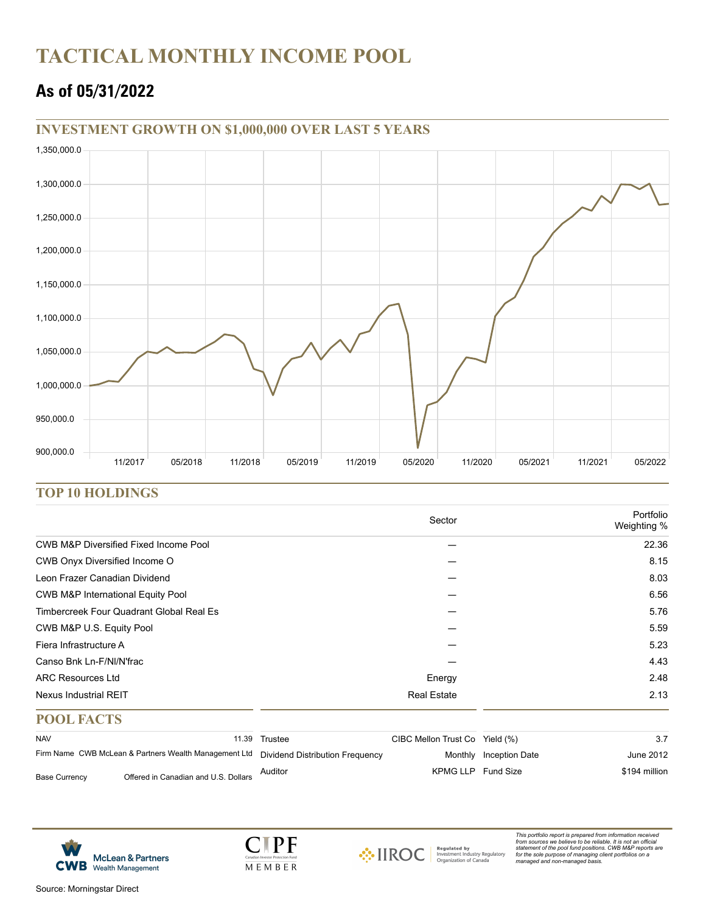# TACTICAL MONTHLY INCOME POOL

## As of 05/31/2022

## INVESTMENT GROWTH ON $1,000,000 OVER LAST 5 YEARS

1,350,000.0
1,300,000.0
1,250,000.0
1,200,000.0
1,150,000.0
1,100,000.0
1,050,000.0
1,000,000.0
950,000.0
900,000.0

11/2017 05/2018 11/2018 05/2019 11/2019 05/2020 11/2020 05/2021 11/2021 05/2022

## TOP 10 HOLDINGS

| | Sector | Portfolio Weighting % |
|---|---|---|
| CWB M&P Diversified Fixed Income Pool | — | 22.36 |
| CWB Onyx Diversified Income O | — | 8.15 |
| Leon Frazer Canadian Dividend | — | 8.03 |
| CWB M&P International Equity Pool | — | 6.56 |
| Timbercreek Four Quadrant Global Real Es | — | 5.76 |
| CWB M&P U.S. Equity Pool | — | 5.59 |
| Fiera Infrastructure A | — | 5.23 |
| Canso Bnk Ln-F/Nl/N'frac | — | 4.43 |
| ARC Resources Ltd | Energy | 2.48 |
| Nexus Industrial REIT | Real Estate | 2.13 |

## POOL FACTS

| | | | | | |
|---|---|---|---|---|---|
| NAV | 11.39 | Trustee | CIBC Mellon Trust Co | Yield (%) | 3.7 |
| Firm Name | CWB McLean & Partners Wealth Management Ltd | Dividend Distribution Frequency | Monthly | Inception Date | June 2012 |
| Base Currency | Offered in Canadian and U.S. Dollars | Auditor | KPMG LLP | Fund Size | $194 million |

*This portfolio report is prepared from information received from sources we believe to be reliable. It is not an official statement of the pool fund positions. CWB M&P reports are for the sole purpose of managing client portfolios on a managed and non-managed basis.*

Source: Morningstar Direct